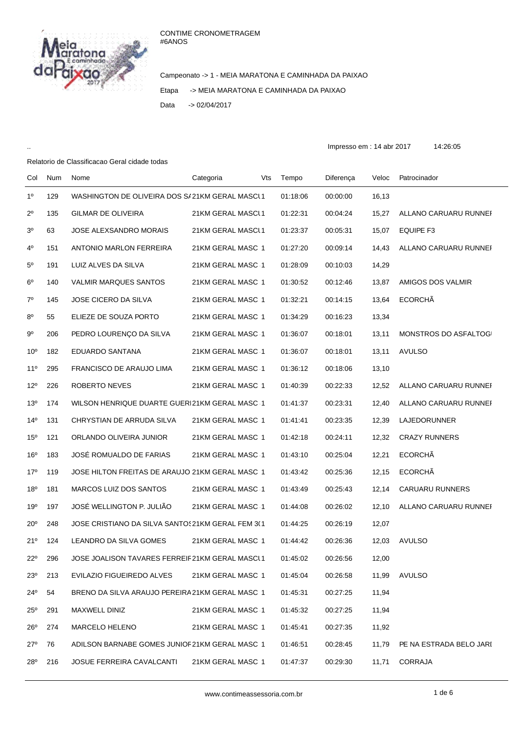CONTIME CRONOMETRAGEM
#6ANOS

Campeonato -> 1 - MEIA MARATONA E CAMINHADA DA PAIXAO

Etapa -> MEIA MARATONA E CAMINHADA DA PAIXAO

Data -> 02/04/2017

..

Impresso em : 14 abr 2017 14:26:05

Relatorio de Classificacao Geral cidade todas

| Col | Num | Nome | Categoria | Vts | Tempo | Diferença | Veloc | Patrocinador |
|---|---|---|---|---|---|---|---|---|
| 1º | 129 | WASHINGTON DE OLIVEIRA DOS SA | 21KM GERAL MASCU | 1 | 01:18:06 | 00:00:00 | 16,13 | |
| 2º | 135 | GILMAR DE OLIVEIRA | 21KM GERAL MASCU | 1 | 01:22:31 | 00:04:24 | 15,27 | ALLANO CARUARU RUNNEI |
| 3º | 63 | JOSE ALEXSANDRO MORAIS | 21KM GERAL MASCU | 1 | 01:23:37 | 00:05:31 | 15,07 | EQUIPE F3 |
| 4º | 151 | ANTONIO MARLON FERREIRA | 21KM GERAL MASC | 1 | 01:27:20 | 00:09:14 | 14,43 | ALLANO CARUARU RUNNEI |
| 5º | 191 | LUIZ ALVES DA SILVA | 21KM GERAL MASC | 1 | 01:28:09 | 00:10:03 | 14,29 | |
| 6º | 140 | VALMIR MARQUES SANTOS | 21KM GERAL MASC | 1 | 01:30:52 | 00:12:46 | 13,87 | AMIGOS DOS VALMIR |
| 7º | 145 | JOSE CICERO DA SILVA | 21KM GERAL MASC | 1 | 01:32:21 | 00:14:15 | 13,64 | ECORCHÃ |
| 8º | 55 | ELIEZE DE SOUZA PORTO | 21KM GERAL MASC | 1 | 01:34:29 | 00:16:23 | 13,34 | |
| 9º | 206 | PEDRO LOURENÇO DA SILVA | 21KM GERAL MASC | 1 | 01:36:07 | 00:18:01 | 13,11 | MONSTROS DO ASFALTOGI |
| 10º | 182 | EDUARDO SANTANA | 21KM GERAL MASC | 1 | 01:36:07 | 00:18:01 | 13,11 | AVULSO |
| 11º | 295 | FRANCISCO DE ARAUJO LIMA | 21KM GERAL MASC | 1 | 01:36:12 | 00:18:06 | 13,10 | |
| 12º | 226 | ROBERTO NEVES | 21KM GERAL MASC | 1 | 01:40:39 | 00:22:33 | 12,52 | ALLANO CARUARU RUNNEI |
| 13º | 174 | WILSON HENRIQUE DUARTE GUERI | 21KM GERAL MASC | 1 | 01:41:37 | 00:23:31 | 12,40 | ALLANO CARUARU RUNNEI |
| 14º | 131 | CHRYSTIAN DE ARRUDA SILVA | 21KM GERAL MASC | 1 | 01:41:41 | 00:23:35 | 12,39 | LAJEDORUNNER |
| 15º | 121 | ORLANDO OLIVEIRA JUNIOR | 21KM GERAL MASC | 1 | 01:42:18 | 00:24:11 | 12,32 | CRAZY RUNNERS |
| 16º | 183 | JOSÉ ROMUALDO DE FARIAS | 21KM GERAL MASC | 1 | 01:43:10 | 00:25:04 | 12,21 | ECORCHÃ |
| 17º | 119 | JOSE HILTON FREITAS DE ARAUJO | 21KM GERAL MASC | 1 | 01:43:42 | 00:25:36 | 12,15 | ECORCHÃ |
| 18º | 181 | MARCOS LUIZ DOS SANTOS | 21KM GERAL MASC | 1 | 01:43:49 | 00:25:43 | 12,14 | CARUARU RUNNERS |
| 19º | 197 | JOSÉ WELLINGTON P. JULIÃO | 21KM GERAL MASC | 1 | 01:44:08 | 00:26:02 | 12,10 | ALLANO CARUARU RUNNEI |
| 20º | 248 | JOSE CRISTIANO DA SILVA SANTOS | 21KM GERAL FEM 3( | 1 | 01:44:25 | 00:26:19 | 12,07 | |
| 21º | 124 | LEANDRO DA SILVA GOMES | 21KM GERAL MASC | 1 | 01:44:42 | 00:26:36 | 12,03 | AVULSO |
| 22º | 296 | JOSE JOALISON TAVARES FERREIF | 21KM GERAL MASCU | 1 | 01:45:02 | 00:26:56 | 12,00 | |
| 23º | 213 | EVILAZIO FIGUEIREDO ALVES | 21KM GERAL MASC | 1 | 01:45:04 | 00:26:58 | 11,99 | AVULSO |
| 24º | 54 | BRENO DA SILVA ARAUJO PEREIRA | 21KM GERAL MASC | 1 | 01:45:31 | 00:27:25 | 11,94 | |
| 25º | 291 | MAXWELL DINIZ | 21KM GERAL MASC | 1 | 01:45:32 | 00:27:25 | 11,94 | |
| 26º | 274 | MARCELO HELENO | 21KM GERAL MASC | 1 | 01:45:41 | 00:27:35 | 11,92 | |
| 27º | 76 | ADILSON BARNABE GOMES JUNIOF | 21KM GERAL MASC | 1 | 01:46:51 | 00:28:45 | 11,79 | PE NA ESTRADA BELO JARI |
| 28º | 216 | JOSUE FERREIRA CAVALCANTI | 21KM GERAL MASC | 1 | 01:47:37 | 00:29:30 | 11,71 | CORRAJA |

www.contimeassessoria.com.br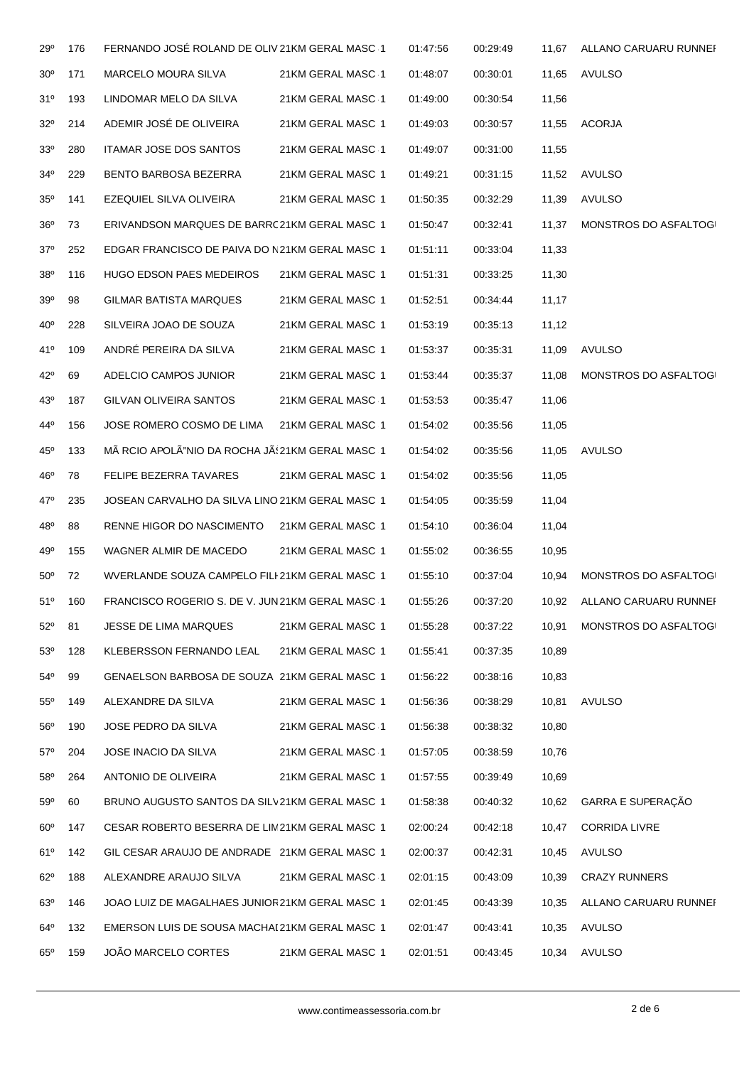| 29º | 176 | FERNANDO JOSÉ ROLAND DE OLIV | 21KM GERAL MASC 1 | 01:47:56 | 00:29:49 | 11,67 | ALLANO CARUARU RUNNEI |
|---|---|---|---|---|---|---|---|
| 30º | 171 | MARCELO MOURA SILVA | 21KM GERAL MASC 1 | 01:48:07 | 00:30:01 | 11,65 | AVULSO |
| 31º | 193 | LINDOMAR MELO DA SILVA | 21KM GERAL MASC 1 | 01:49:00 | 00:30:54 | 11,56 | |
| 32º | 214 | ADEMIR JOSÉ DE OLIVEIRA | 21KM GERAL MASC 1 | 01:49:03 | 00:30:57 | 11,55 | ACORJA |
| 33º | 280 | ITAMAR JOSE DOS SANTOS | 21KM GERAL MASC 1 | 01:49:07 | 00:31:00 | 11,55 | |
| 34º | 229 | BENTO BARBOSA BEZERRA | 21KM GERAL MASC 1 | 01:49:21 | 00:31:15 | 11,52 | AVULSO |
| 35º | 141 | EZEQUIEL SILVA OLIVEIRA | 21KM GERAL MASC 1 | 01:50:35 | 00:32:29 | 11,39 | AVULSO |
| 36º | 73 | ERIVANDSON MARQUES DE BARRC | 21KM GERAL MASC 1 | 01:50:47 | 00:32:41 | 11,37 | MONSTROS DO ASFALTOG |
| 37º | 252 | EDGAR FRANCISCO DE PAIVA DO N | 21KM GERAL MASC 1 | 01:51:11 | 00:33:04 | 11,33 | |
| 38º | 116 | HUGO EDSON PAES MEDEIROS | 21KM GERAL MASC 1 | 01:51:31 | 00:33:25 | 11,30 | |
| 39º | 98 | GILMAR BATISTA MARQUES | 21KM GERAL MASC 1 | 01:52:51 | 00:34:44 | 11,17 | |
| 40º | 228 | SILVEIRA JOAO DE SOUZA | 21KM GERAL MASC 1 | 01:53:19 | 00:35:13 | 11,12 | |
| 41º | 109 | ANDRÉ PEREIRA DA SILVA | 21KM GERAL MASC 1 | 01:53:37 | 00:35:31 | 11,09 | AVULSO |
| 42º | 69 | ADELCIO CAMPOS JUNIOR | 21KM GERAL MASC 1 | 01:53:44 | 00:35:37 | 11,08 | MONSTROS DO ASFALTOG |
| 43º | 187 | GILVAN OLIVEIRA SANTOS | 21KM GERAL MASC 1 | 01:53:53 | 00:35:47 | 11,06 | |
| 44º | 156 | JOSE ROMERO COSMO DE LIMA | 21KM GERAL MASC 1 | 01:54:02 | 00:35:56 | 11,05 | |
| 45º | 133 | MÃ RCIO APOLÃ"NIO DA ROCHA JÃ: | 21KM GERAL MASC 1 | 01:54:02 | 00:35:56 | 11,05 | AVULSO |
| 46º | 78 | FELIPE BEZERRA TAVARES | 21KM GERAL MASC 1 | 01:54:02 | 00:35:56 | 11,05 | |
| 47º | 235 | JOSEAN CARVALHO DA SILVA LINO | 21KM GERAL MASC 1 | 01:54:05 | 00:35:59 | 11,04 | |
| 48º | 88 | RENNE HIGOR DO NASCIMENTO | 21KM GERAL MASC 1 | 01:54:10 | 00:36:04 | 11,04 | |
| 49º | 155 | WAGNER ALMIR DE MACEDO | 21KM GERAL MASC 1 | 01:55:02 | 00:36:55 | 10,95 | |
| 50º | 72 | WVERLANDE SOUZA CAMPELO FILI | 21KM GERAL MASC 1 | 01:55:10 | 00:37:04 | 10,94 | MONSTROS DO ASFALTOG |
| 51º | 160 | FRANCISCO ROGERIO S. DE V. JUN | 21KM GERAL MASC 1 | 01:55:26 | 00:37:20 | 10,92 | ALLANO CARUARU RUNNEI |
| 52º | 81 | JESSE DE LIMA MARQUES | 21KM GERAL MASC 1 | 01:55:28 | 00:37:22 | 10,91 | MONSTROS DO ASFALTOG |
| 53º | 128 | KLEBERSSON FERNANDO LEAL | 21KM GERAL MASC 1 | 01:55:41 | 00:37:35 | 10,89 | |
| 54º | 99 | GENAELSON BARBOSA DE SOUZA | 21KM GERAL MASC 1 | 01:56:22 | 00:38:16 | 10,83 | |
| 55º | 149 | ALEXANDRE DA SILVA | 21KM GERAL MASC 1 | 01:56:36 | 00:38:29 | 10,81 | AVULSO |
| 56º | 190 | JOSE PEDRO DA SILVA | 21KM GERAL MASC 1 | 01:56:38 | 00:38:32 | 10,80 | |
| 57º | 204 | JOSE INACIO DA SILVA | 21KM GERAL MASC 1 | 01:57:05 | 00:38:59 | 10,76 | |
| 58º | 264 | ANTONIO DE OLIVEIRA | 21KM GERAL MASC 1 | 01:57:55 | 00:39:49 | 10,69 | |
| 59º | 60 | BRUNO AUGUSTO SANTOS DA SILV | 21KM GERAL MASC 1 | 01:58:38 | 00:40:32 | 10,62 | GARRA E SUPERAÇÃO |
| 60º | 147 | CESAR ROBERTO BESERRA DE LIM | 21KM GERAL MASC 1 | 02:00:24 | 00:42:18 | 10,47 | CORRIDA LIVRE |
| 61º | 142 | GIL CESAR ARAUJO DE ANDRADE | 21KM GERAL MASC 1 | 02:00:37 | 00:42:31 | 10,45 | AVULSO |
| 62º | 188 | ALEXANDRE ARAUJO SILVA | 21KM GERAL MASC 1 | 02:01:15 | 00:43:09 | 10,39 | CRAZY RUNNERS |
| 63º | 146 | JOAO LUIZ DE MAGALHAES JUNIOR | 21KM GERAL MASC 1 | 02:01:45 | 00:43:39 | 10,35 | ALLANO CARUARU RUNNEI |
| 64º | 132 | EMERSON LUIS DE SOUSA MACHAI | 21KM GERAL MASC 1 | 02:01:47 | 00:43:41 | 10,35 | AVULSO |
| 65º | 159 | JOÃO MARCELO CORTES | 21KM GERAL MASC 1 | 02:01:51 | 00:43:45 | 10,34 | AVULSO |

www.contimeassessoria.com.br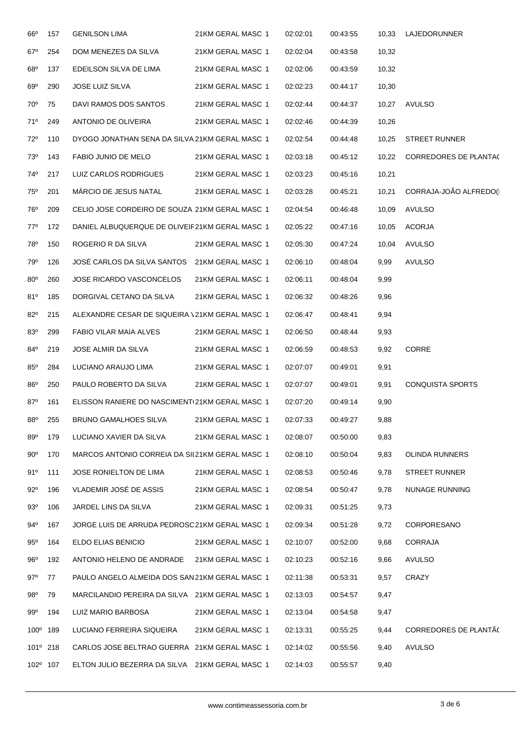| | | | | | | | |
|---|---|---|---|---|---|---|---|
| 66º | 157 | GENILSON LIMA | 21KM GERAL MASC 1 | 02:02:01 | 00:43:55 | 10,33 | LAJEDORUNNER |
| 67º | 254 | DOM MENEZES DA SILVA | 21KM GERAL MASC 1 | 02:02:04 | 00:43:58 | 10,32 | |
| 68º | 137 | EDEILSON SILVA DE LIMA | 21KM GERAL MASC 1 | 02:02:06 | 00:43:59 | 10,32 | |
| 69º | 290 | JOSE LUIZ SILVA | 21KM GERAL MASC 1 | 02:02:23 | 00:44:17 | 10,30 | |
| 70º | 75 | DAVI RAMOS DOS SANTOS | 21KM GERAL MASC 1 | 02:02:44 | 00:44:37 | 10,27 | AVULSO |
| 71º | 249 | ANTONIO DE OLIVEIRA | 21KM GERAL MASC 1 | 02:02:46 | 00:44:39 | 10,26 | |
| 72º | 110 | DYOGO JONATHAN SENA DA SILVA | 21KM GERAL MASC 1 | 02:02:54 | 00:44:48 | 10,25 | STREET RUNNER |
| 73º | 143 | FABIO JUNIO DE MELO | 21KM GERAL MASC 1 | 02:03:18 | 00:45:12 | 10,22 | CORREDORES DE PLANTA( |
| 74º | 217 | LUIZ CARLOS RODRIGUES | 21KM GERAL MASC 1 | 02:03:23 | 00:45:16 | 10,21 | |
| 75º | 201 | MÁRCIO DE JESUS NATAL | 21KM GERAL MASC 1 | 02:03:28 | 00:45:21 | 10,21 | CORRAJA-JOÃO ALFREDO( |
| 76º | 209 | CELIO JOSE CORDEIRO DE SOUZA | 21KM GERAL MASC 1 | 02:04:54 | 00:46:48 | 10,09 | AVULSO |
| 77º | 172 | DANIEL ALBUQUERQUE DE OLIVEIF | 21KM GERAL MASC 1 | 02:05:22 | 00:47:16 | 10,05 | ACORJA |
| 78º | 150 | ROGERIO R DA SILVA | 21KM GERAL MASC 1 | 02:05:30 | 00:47:24 | 10,04 | AVULSO |
| 79º | 126 | JOSÉ CARLOS DA SILVA SANTOS | 21KM GERAL MASC 1 | 02:06:10 | 00:48:04 | 9,99 | AVULSO |
| 80º | 260 | JOSE RICARDO VASCONCELOS | 21KM GERAL MASC 1 | 02:06:11 | 00:48:04 | 9,99 | |
| 81º | 185 | DORGIVAL CETANO DA SILVA | 21KM GERAL MASC 1 | 02:06:32 | 00:48:26 | 9,96 | |
| 82º | 215 | ALEXANDRE CESAR DE SIQUEIRA \ | 21KM GERAL MASC 1 | 02:06:47 | 00:48:41 | 9,94 | |
| 83º | 299 | FABIO VILAR MAIA ALVES | 21KM GERAL MASC 1 | 02:06:50 | 00:48:44 | 9,93 | |
| 84º | 219 | JOSE ALMIR DA SILVA | 21KM GERAL MASC 1 | 02:06:59 | 00:48:53 | 9,92 | CORRE |
| 85º | 284 | LUCIANO ARAUJO LIMA | 21KM GERAL MASC 1 | 02:07:07 | 00:49:01 | 9,91 | |
| 86º | 250 | PAULO ROBERTO DA SILVA | 21KM GERAL MASC 1 | 02:07:07 | 00:49:01 | 9,91 | CONQUISTA SPORTS |
| 87º | 161 | ELISSON RANIERE DO NASCIMENT( | 21KM GERAL MASC 1 | 02:07:20 | 00:49:14 | 9,90 | |
| 88º | 255 | BRUNO GAMALHOES SILVA | 21KM GERAL MASC 1 | 02:07:33 | 00:49:27 | 9,88 | |
| 89º | 179 | LUCIANO XAVIER DA SILVA | 21KM GERAL MASC 1 | 02:08:07 | 00:50:00 | 9,83 | |
| 90º | 170 | MARCOS ANTONIO CORREIA DA SI | 21KM GERAL MASC 1 | 02:08:10 | 00:50:04 | 9,83 | OLINDA RUNNERS |
| 91º | 111 | JOSE RONIELTON DE LIMA | 21KM GERAL MASC 1 | 02:08:53 | 00:50:46 | 9,78 | STREET RUNNER |
| 92º | 196 | VLADEMIR JOSÉ DE ASSIS | 21KM GERAL MASC 1 | 02:08:54 | 00:50:47 | 9,78 | NUNAGE RUNNING |
| 93º | 106 | JARDEL LINS DA SILVA | 21KM GERAL MASC 1 | 02:09:31 | 00:51:25 | 9,73 | |
| 94º | 167 | JORGE LUIS DE ARRUDA PEDROSC | 21KM GERAL MASC 1 | 02:09:34 | 00:51:28 | 9,72 | CORPORESANO |
| 95º | 164 | ELDO ELIAS BENICIO | 21KM GERAL MASC 1 | 02:10:07 | 00:52:00 | 9,68 | CORRAJA |
| 96º | 192 | ANTONIO HELENO DE ANDRADE | 21KM GERAL MASC 1 | 02:10:23 | 00:52:16 | 9,66 | AVULSO |
| 97º | 77 | PAULO ANGELO ALMEIDA DOS SAN | 21KM GERAL MASC 1 | 02:11:38 | 00:53:31 | 9,57 | CRAZY |
| 98º | 79 | MARCILANDIO PEREIRA DA SILVA | 21KM GERAL MASC 1 | 02:13:03 | 00:54:57 | 9,47 | |
| 99º | 194 | LUIZ MARIO BARBOSA | 21KM GERAL MASC 1 | 02:13:04 | 00:54:58 | 9,47 | |
| 100º | 189 | LUCIANO FERREIRA SIQUEIRA | 21KM GERAL MASC 1 | 02:13:31 | 00:55:25 | 9,44 | CORREDORES DE PLANTÃ( |
| 101º | 218 | CARLOS JOSE BELTRAO GUERRA | 21KM GERAL MASC 1 | 02:14:02 | 00:55:56 | 9,40 | AVULSO |
| 102º | 107 | ELTON JULIO BEZERRA DA SILVA | 21KM GERAL MASC 1 | 02:14:03 | 00:55:57 | 9,40 | |

www.contimeassessoria.com.br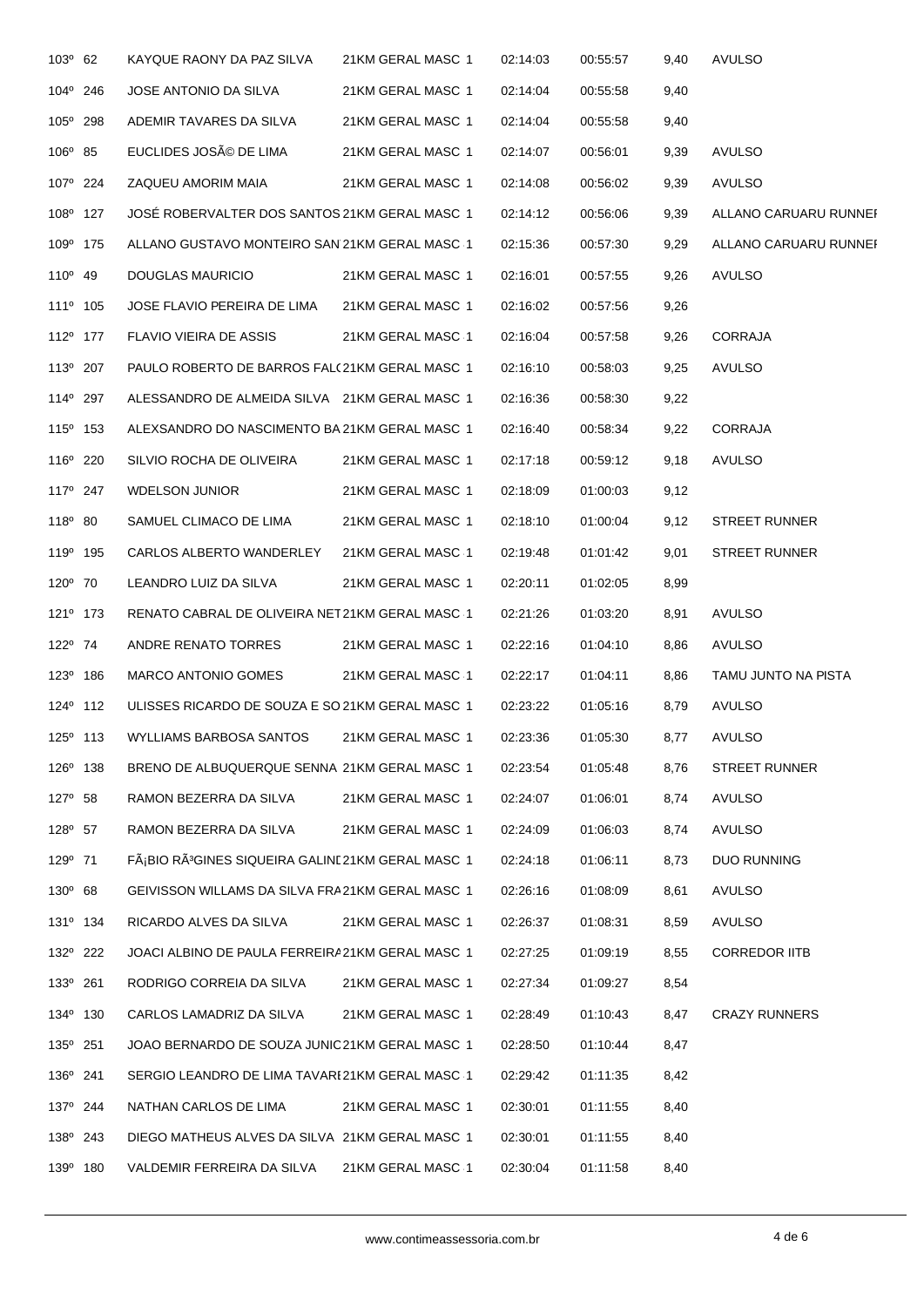| | | | | | | | |
|---|---|---|---|---|---|---|---|
| 103º | 62 | KAYQUE RAONY DA PAZ SILVA | 21KM GERAL MASC 1 | 02:14:03 | 00:55:57 | 9,40 | AVULSO |
| 104º | 246 | JOSE ANTONIO DA SILVA | 21KM GERAL MASC 1 | 02:14:04 | 00:55:58 | 9,40 | |
| 105º | 298 | ADEMIR TAVARES DA SILVA | 21KM GERAL MASC 1 | 02:14:04 | 00:55:58 | 9,40 | |
| 106º | 85 | EUCLIDES JOSÃ© DE LIMA | 21KM GERAL MASC 1 | 02:14:07 | 00:56:01 | 9,39 | AVULSO |
| 107º | 224 | ZAQUEU AMORIM MAIA | 21KM GERAL MASC 1 | 02:14:08 | 00:56:02 | 9,39 | AVULSO |
| 108º | 127 | JOSÉ ROBERVALTER DOS SANTOS | 21KM GERAL MASC 1 | 02:14:12 | 00:56:06 | 9,39 | ALLANO CARUARU RUNNEI |
| 109º | 175 | ALLANO GUSTAVO MONTEIRO SAN | 21KM GERAL MASC 1 | 02:15:36 | 00:57:30 | 9,29 | ALLANO CARUARU RUNNEI |
| 110º | 49 | DOUGLAS MAURICIO | 21KM GERAL MASC 1 | 02:16:01 | 00:57:55 | 9,26 | AVULSO |
| 111º | 105 | JOSE FLAVIO PEREIRA DE LIMA | 21KM GERAL MASC 1 | 02:16:02 | 00:57:56 | 9,26 | |
| 112º | 177 | FLAVIO VIEIRA DE ASSIS | 21KM GERAL MASC 1 | 02:16:04 | 00:57:58 | 9,26 | CORRAJA |
| 113º | 207 | PAULO ROBERTO DE BARROS FAL( | 21KM GERAL MASC 1 | 02:16:10 | 00:58:03 | 9,25 | AVULSO |
| 114º | 297 | ALESSANDRO DE ALMEIDA SILVA | 21KM GERAL MASC 1 | 02:16:36 | 00:58:30 | 9,22 | |
| 115º | 153 | ALEXSANDRO DO NASCIMENTO BA | 21KM GERAL MASC 1 | 02:16:40 | 00:58:34 | 9,22 | CORRAJA |
| 116º | 220 | SILVIO ROCHA DE OLIVEIRA | 21KM GERAL MASC 1 | 02:17:18 | 00:59:12 | 9,18 | AVULSO |
| 117º | 247 | WDELSON JUNIOR | 21KM GERAL MASC 1 | 02:18:09 | 01:00:03 | 9,12 | |
| 118º | 80 | SAMUEL CLIMACO DE LIMA | 21KM GERAL MASC 1 | 02:18:10 | 01:00:04 | 9,12 | STREET RUNNER |
| 119º | 195 | CARLOS ALBERTO WANDERLEY | 21KM GERAL MASC 1 | 02:19:48 | 01:01:42 | 9,01 | STREET RUNNER |
| 120º | 70 | LEANDRO LUIZ DA SILVA | 21KM GERAL MASC 1 | 02:20:11 | 01:02:05 | 8,99 | |
| 121º | 173 | RENATO CABRAL DE OLIVEIRA NET | 21KM GERAL MASC 1 | 02:21:26 | 01:03:20 | 8,91 | AVULSO |
| 122º | 74 | ANDRE RENATO TORRES | 21KM GERAL MASC 1 | 02:22:16 | 01:04:10 | 8,86 | AVULSO |
| 123º | 186 | MARCO ANTONIO GOMES | 21KM GERAL MASC 1 | 02:22:17 | 01:04:11 | 8,86 | TAMU JUNTO NA PISTA |
| 124º | 112 | ULISSES RICARDO DE SOUZA E SO | 21KM GERAL MASC 1 | 02:23:22 | 01:05:16 | 8,79 | AVULSO |
| 125º | 113 | WYLLIAMS BARBOSA SANTOS | 21KM GERAL MASC 1 | 02:23:36 | 01:05:30 | 8,77 | AVULSO |
| 126º | 138 | BRENO DE ALBUQUERQUE SENNA | 21KM GERAL MASC 1 | 02:23:54 | 01:05:48 | 8,76 | STREET RUNNER |
| 127º | 58 | RAMON BEZERRA DA SILVA | 21KM GERAL MASC 1 | 02:24:07 | 01:06:01 | 8,74 | AVULSO |
| 128º | 57 | RAMON BEZERRA DA SILVA | 21KM GERAL MASC 1 | 02:24:09 | 01:06:03 | 8,74 | AVULSO |
| 129º | 71 | FÃ¡BIO RÃ³GINES SIQUEIRA GALINI | 21KM GERAL MASC 1 | 02:24:18 | 01:06:11 | 8,73 | DUO RUNNING |
| 130º | 68 | GEIVISSON WILLAMS DA SILVA FRA | 21KM GERAL MASC 1 | 02:26:16 | 01:08:09 | 8,61 | AVULSO |
| 131º | 134 | RICARDO ALVES DA SILVA | 21KM GERAL MASC 1 | 02:26:37 | 01:08:31 | 8,59 | AVULSO |
| 132º | 222 | JOACI ALBINO DE PAULA FERREIRA | 21KM GERAL MASC 1 | 02:27:25 | 01:09:19 | 8,55 | CORREDOR IITB |
| 133º | 261 | RODRIGO CORREIA DA SILVA | 21KM GERAL MASC 1 | 02:27:34 | 01:09:27 | 8,54 | |
| 134º | 130 | CARLOS LAMADRIZ DA SILVA | 21KM GERAL MASC 1 | 02:28:49 | 01:10:43 | 8,47 | CRAZY RUNNERS |
| 135º | 251 | JOAO BERNARDO DE SOUZA JUNIC | 21KM GERAL MASC 1 | 02:28:50 | 01:10:44 | 8,47 | |
| 136º | 241 | SERGIO LEANDRO DE LIMA TAVARI | 21KM GERAL MASC 1 | 02:29:42 | 01:11:35 | 8,42 | |
| 137º | 244 | NATHAN CARLOS DE LIMA | 21KM GERAL MASC 1 | 02:30:01 | 01:11:55 | 8,40 | |
| 138º | 243 | DIEGO MATHEUS ALVES DA SILVA | 21KM GERAL MASC 1 | 02:30:01 | 01:11:55 | 8,40 | |
| 139º | 180 | VALDEMIR FERREIRA DA SILVA | 21KM GERAL MASC 1 | 02:30:04 | 01:11:58 | 8,40 | |

www.contimeassessoria.com.br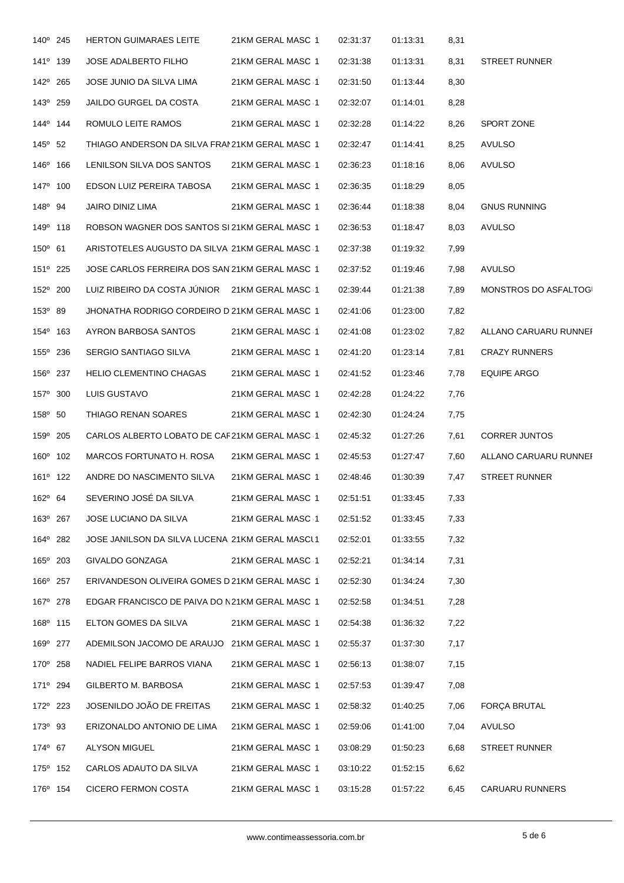| | | | | | | | |
|---|---|---|---|---|---|---|---|
| 140º | 245 | HERTON GUIMARAES LEITE | 21KM GERAL MASC 1 | 02:31:37 | 01:13:31 | 8,31 | |
| 141º | 139 | JOSE ADALBERTO FILHO | 21KM GERAL MASC 1 | 02:31:38 | 01:13:31 | 8,31 | STREET RUNNER |
| 142º | 265 | JOSE JUNIO DA SILVA LIMA | 21KM GERAL MASC 1 | 02:31:50 | 01:13:44 | 8,30 | |
| 143º | 259 | JAILDO GURGEL DA COSTA | 21KM GERAL MASC 1 | 02:32:07 | 01:14:01 | 8,28 | |
| 144º | 144 | ROMULO LEITE RAMOS | 21KM GERAL MASC 1 | 02:32:28 | 01:14:22 | 8,26 | SPORT ZONE |
| 145º | 52 | THIAGO ANDERSON DA SILVA FRAI | 21KM GERAL MASC 1 | 02:32:47 | 01:14:41 | 8,25 | AVULSO |
| 146º | 166 | LENILSON SILVA DOS SANTOS | 21KM GERAL MASC 1 | 02:36:23 | 01:18:16 | 8,06 | AVULSO |
| 147º | 100 | EDSON LUIZ PEREIRA TABOSA | 21KM GERAL MASC 1 | 02:36:35 | 01:18:29 | 8,05 | |
| 148º | 94 | JAIRO DINIZ LIMA | 21KM GERAL MASC 1 | 02:36:44 | 01:18:38 | 8,04 | GNUS RUNNING |
| 149º | 118 | ROBSON WAGNER DOS SANTOS SI | 21KM GERAL MASC 1 | 02:36:53 | 01:18:47 | 8,03 | AVULSO |
| 150º | 61 | ARISTOTELES AUGUSTO DA SILVA | 21KM GERAL MASC 1 | 02:37:38 | 01:19:32 | 7,99 | |
| 151º | 225 | JOSE CARLOS FERREIRA DOS SAN | 21KM GERAL MASC 1 | 02:37:52 | 01:19:46 | 7,98 | AVULSO |
| 152º | 200 | LUIZ RIBEIRO DA COSTA JÚNIOR | 21KM GERAL MASC 1 | 02:39:44 | 01:21:38 | 7,89 | MONSTROS DO ASFALTOG |
| 153º | 89 | JHONATHA RODRIGO CORDEIRO D | 21KM GERAL MASC 1 | 02:41:06 | 01:23:00 | 7,82 | |
| 154º | 163 | AYRON BARBOSA SANTOS | 21KM GERAL MASC 1 | 02:41:08 | 01:23:02 | 7,82 | ALLANO CARUARU RUNNEI |
| 155º | 236 | SERGIO SANTIAGO SILVA | 21KM GERAL MASC 1 | 02:41:20 | 01:23:14 | 7,81 | CRAZY RUNNERS |
| 156º | 237 | HELIO CLEMENTINO CHAGAS | 21KM GERAL MASC 1 | 02:41:52 | 01:23:46 | 7,78 | EQUIPE ARGO |
| 157º | 300 | LUIS GUSTAVO | 21KM GERAL MASC 1 | 02:42:28 | 01:24:22 | 7,76 | |
| 158º | 50 | THIAGO RENAN SOARES | 21KM GERAL MASC 1 | 02:42:30 | 01:24:24 | 7,75 | |
| 159º | 205 | CARLOS ALBERTO LOBATO DE CAF | 21KM GERAL MASC 1 | 02:45:32 | 01:27:26 | 7,61 | CORRER JUNTOS |
| 160º | 102 | MARCOS FORTUNATO H. ROSA | 21KM GERAL MASC 1 | 02:45:53 | 01:27:47 | 7,60 | ALLANO CARUARU RUNNEI |
| 161º | 122 | ANDRE DO NASCIMENTO SILVA | 21KM GERAL MASC 1 | 02:48:46 | 01:30:39 | 7,47 | STREET RUNNER |
| 162º | 64 | SEVERINO JOSÉ DA SILVA | 21KM GERAL MASC 1 | 02:51:51 | 01:33:45 | 7,33 | |
| 163º | 267 | JOSE LUCIANO DA SILVA | 21KM GERAL MASC 1 | 02:51:52 | 01:33:45 | 7,33 | |
| 164º | 282 | JOSE JANILSON DA SILVA LUCENA | 21KM GERAL MASCU1 | 02:52:01 | 01:33:55 | 7,32 | |
| 165º | 203 | GIVALDO GONZAGA | 21KM GERAL MASC 1 | 02:52:21 | 01:34:14 | 7,31 | |
| 166º | 257 | ERIVANDESON OLIVEIRA GOMES D | 21KM GERAL MASC 1 | 02:52:30 | 01:34:24 | 7,30 | |
| 167º | 278 | EDGAR FRANCISCO DE PAIVA DO N | 21KM GERAL MASC 1 | 02:52:58 | 01:34:51 | 7,28 | |
| 168º | 115 | ELTON GOMES DA SILVA | 21KM GERAL MASC 1 | 02:54:38 | 01:36:32 | 7,22 | |
| 169º | 277 | ADEMILSON JACOMO DE ARAUJO | 21KM GERAL MASC 1 | 02:55:37 | 01:37:30 | 7,17 | |
| 170º | 258 | NADIEL FELIPE BARROS VIANA | 21KM GERAL MASC 1 | 02:56:13 | 01:38:07 | 7,15 | |
| 171º | 294 | GILBERTO M. BARBOSA | 21KM GERAL MASC 1 | 02:57:53 | 01:39:47 | 7,08 | |
| 172º | 223 | JOSENILDO JOÃO DE FREITAS | 21KM GERAL MASC 1 | 02:58:32 | 01:40:25 | 7,06 | FORÇA BRUTAL |
| 173º | 93 | ERIZONALDO ANTONIO DE LIMA | 21KM GERAL MASC 1 | 02:59:06 | 01:41:00 | 7,04 | AVULSO |
| 174º | 67 | ALYSON MIGUEL | 21KM GERAL MASC 1 | 03:08:29 | 01:50:23 | 6,68 | STREET RUNNER |
| 175º | 152 | CARLOS ADAUTO DA SILVA | 21KM GERAL MASC 1 | 03:10:22 | 01:52:15 | 6,62 | |
| 176º | 154 | CICERO FERMON COSTA | 21KM GERAL MASC 1 | 03:15:28 | 01:57:22 | 6,45 | CARUARU RUNNERS |

www.contimeassessoria.com.br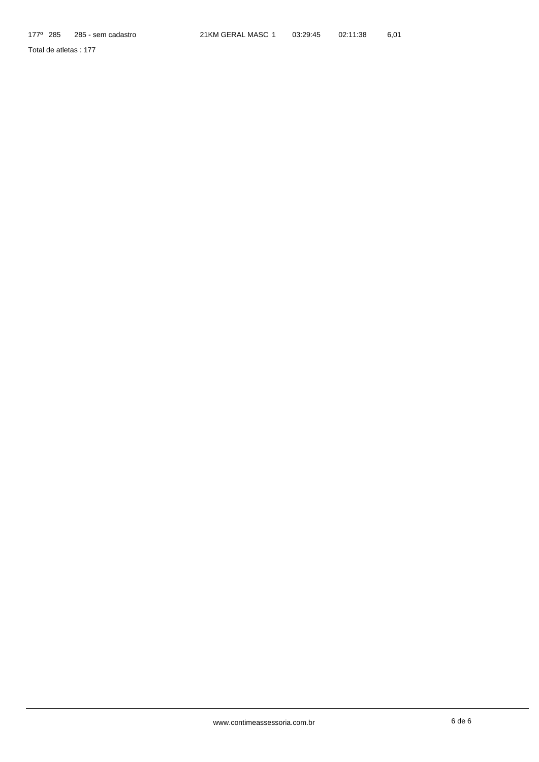| | | | | | | |
|---|---|---|---|---|---|---|
| 177º | 285 | 285 - sem cadastro | 21KM GERAL MASC 1 | 03:29:45 | 02:11:38 | 6,01 |

Total de atletas : 177

www.contimeassessoria.com.br